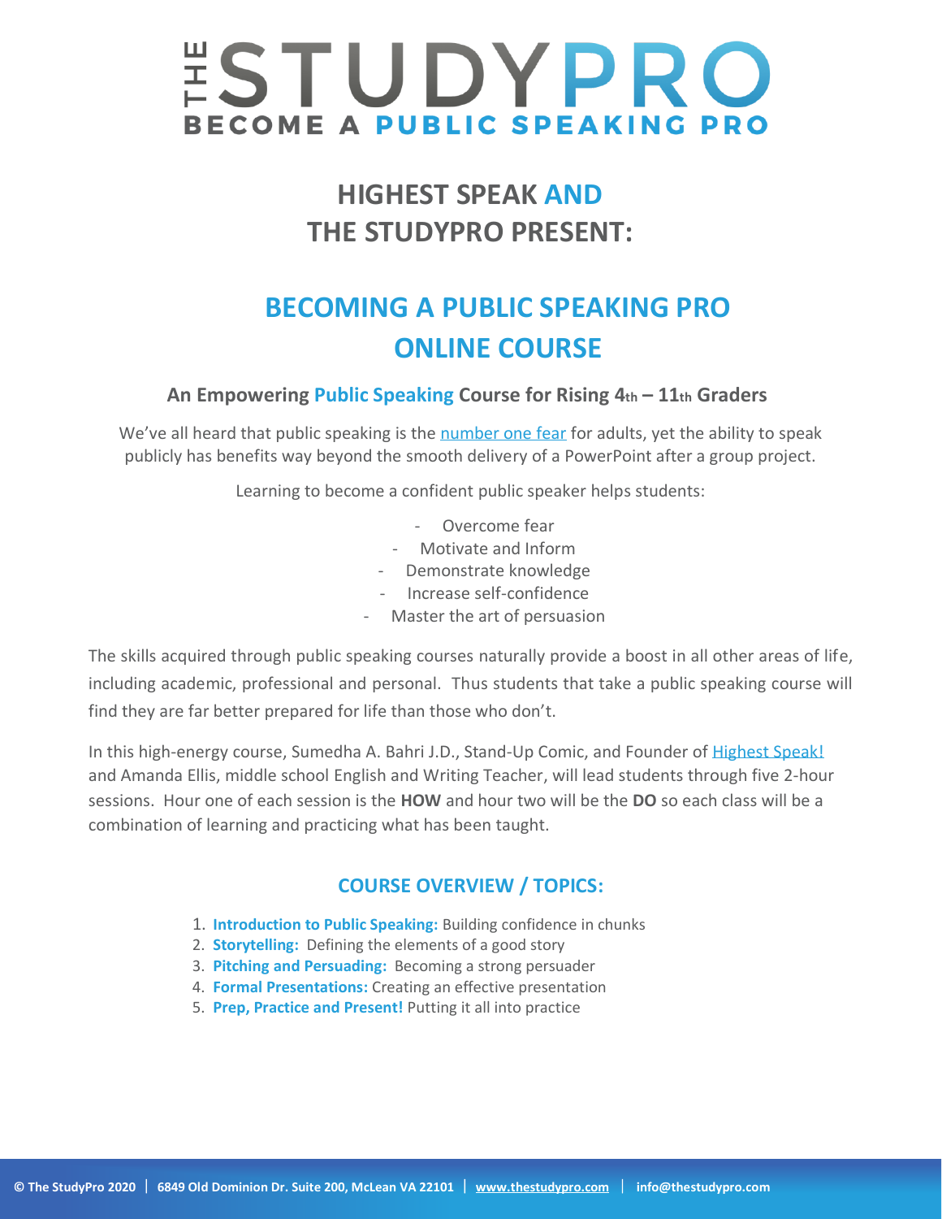# THE STUDYPRO

BECOME A PUBLIC SPEAKING PRO

## HIGHEST SPEAK AND THE STUDYPRO PRESENT:

## BECOMING A PUBLIC SPEAKING PRO ONLINE COURSE

### An Empowering Public Speaking Course for Rising 4th – 11th Graders

We've all heard that public speaking is the number one fear for adults, yet the ability to speak publicly has benefits way beyond the smooth delivery of a PowerPoint after a group project.

Learning to become a confident public speaker helps students:

- Overcome fear
- Motivate and Inform
- Demonstrate knowledge
- Increase self-confidence
- Master the art of persuasion

The skills acquired through public speaking courses naturally provide a boost in all other areas of life, including academic, professional and personal. Thus students that take a public speaking course will find they are far better prepared for life than those who don't.

In this high-energy course, Sumedha A. Bahri J.D., Stand-Up Comic, and Founder of Highest Speak! and Amanda Ellis, middle school English and Writing Teacher, will lead students through five 2-hour sessions. Hour one of each session is the **HOW** and hour two will be the **DO** so each class will be a combination of learning and practicing what has been taught.

### COURSE OVERVIEW / TOPICS:

1. **Introduction to Public Speaking:** Building confidence in chunks
2. **Storytelling:** Defining the elements of a good story
3. **Pitching and Persuading:** Becoming a strong persuader
4. **Formal Presentations:** Creating an effective presentation
5. **Prep, Practice and Present!** Putting it all into practice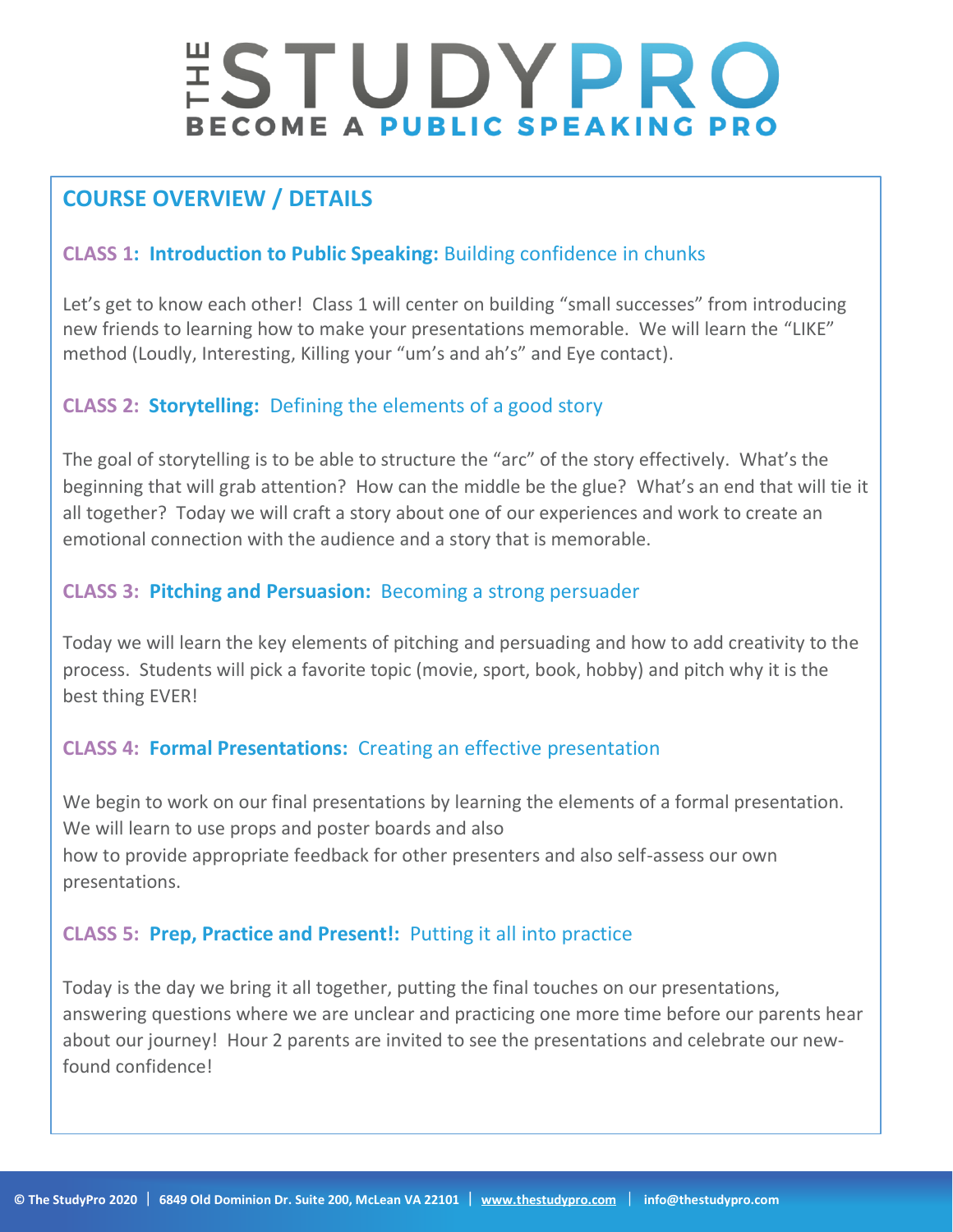# THE STUDYPRO

**BECOME A PUBLIC SPEAKING PRO**

## COURSE OVERVIEW / DETAILS

### CLASS 1: Introduction to Public Speaking: Building confidence in chunks

Let's get to know each other! Class 1 will center on building "small successes" from introducing new friends to learning how to make your presentations memorable. We will learn the "LIKE" method (Loudly, Interesting, Killing your "um's and ah's" and Eye contact).

### CLASS 2: Storytelling: Defining the elements of a good story

The goal of storytelling is to be able to structure the "arc" of the story effectively. What's the beginning that will grab attention? How can the middle be the glue? What's an end that will tie it all together? Today we will craft a story about one of our experiences and work to create an emotional connection with the audience and a story that is memorable.

### CLASS 3: Pitching and Persuasion: Becoming a strong persuader

Today we will learn the key elements of pitching and persuading and how to add creativity to the process. Students will pick a favorite topic (movie, sport, book, hobby) and pitch why it is the best thing EVER!

### CLASS 4: Formal Presentations: Creating an effective presentation

We begin to work on our final presentations by learning the elements of a formal presentation. We will learn to use props and poster boards and also how to provide appropriate feedback for other presenters and also self-assess our own presentations.

### CLASS 5: Prep, Practice and Present!: Putting it all into practice

Today is the day we bring it all together, putting the final touches on our presentations, answering questions where we are unclear and practicing one more time before our parents hear about our journey! Hour 2 parents are invited to see the presentations and celebrate our new-found confidence!

© The StudyPro 2020 | 6849 Old Dominion Dr. Suite 200, McLean VA 22101 | www.thestudypro.com | info@thestudypro.com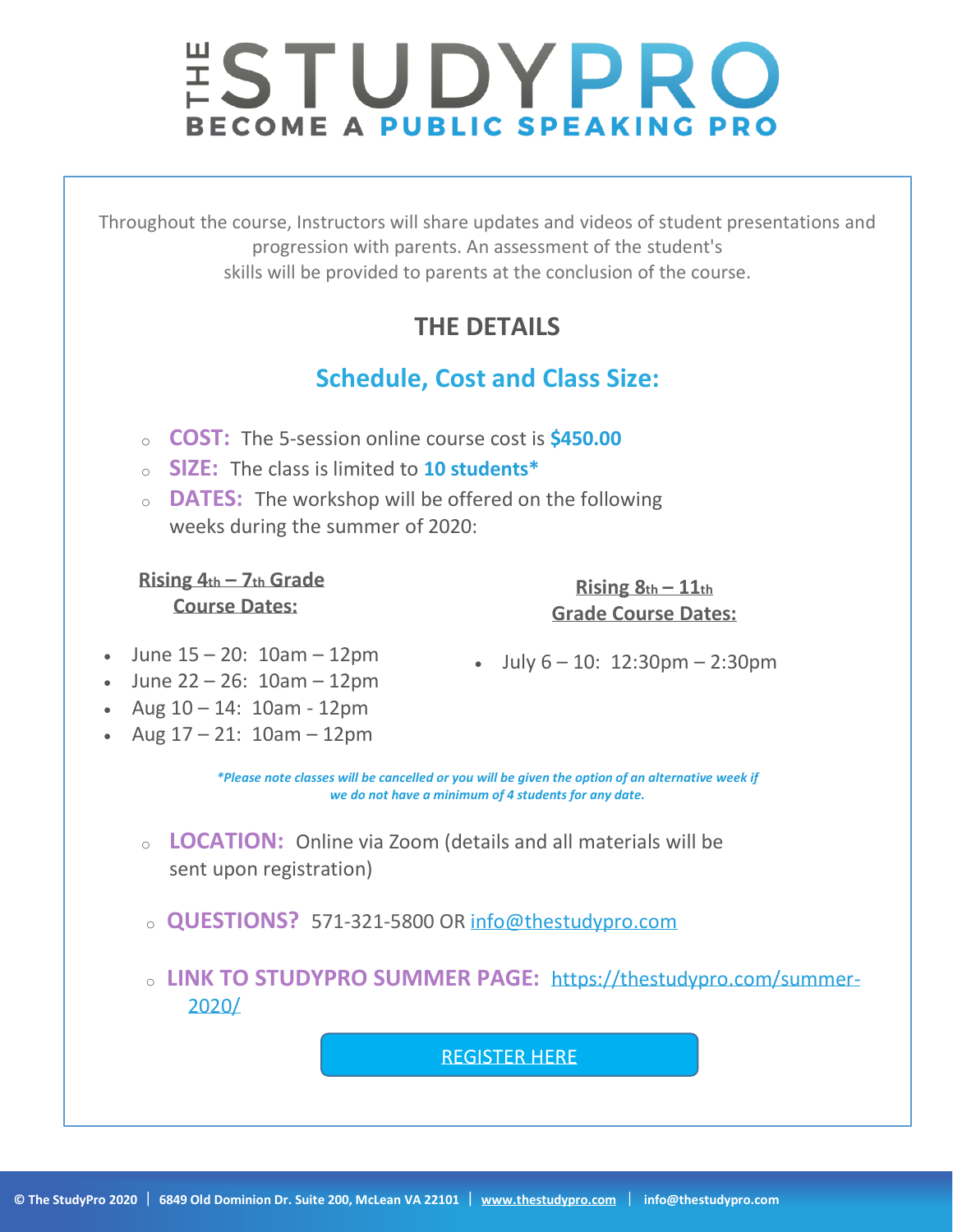# THE STUDYPRO

BECOME A PUBLIC SPEAKING PRO

Throughout the course, Instructors will share updates and videos of student presentations and progression with parents. An assessment of the student's skills will be provided to parents at the conclusion of the course.

## THE DETAILS

### Schedule, Cost and Class Size:

- **COST:** The 5-session online course cost is **$450.00**
- **SIZE:** The class is limited to **10 students***
- **DATES:** The workshop will be offered on the following weeks during the summer of 2020:

**Rising 4th – 7th Grade Course Dates:**

- June 15 – 20: 10am – 12pm
- June 22 – 26: 10am – 12pm
- Aug 10 – 14: 10am - 12pm
- Aug 17 – 21: 10am – 12pm

**Rising 8th – 11th Grade Course Dates:**

- July 6 – 10: 12:30pm – 2:30pm

****Please note classes will be cancelled or you will be given the option of an alternative week if we do not have a minimum of 4 students for any date.***

- **LOCATION:** Online via Zoom (details and all materials will be sent upon registration)
- **QUESTIONS?** 571-321-5800 OR info@thestudypro.com
- **LINK TO STUDYPRO SUMMER PAGE:** https://thestudypro.com/summer-2020/

REGISTER HERE

© The StudyPro 2020 | 6849 Old Dominion Dr. Suite 200, McLean VA 22101 | www.thestudypro.com | info@thestudypro.com